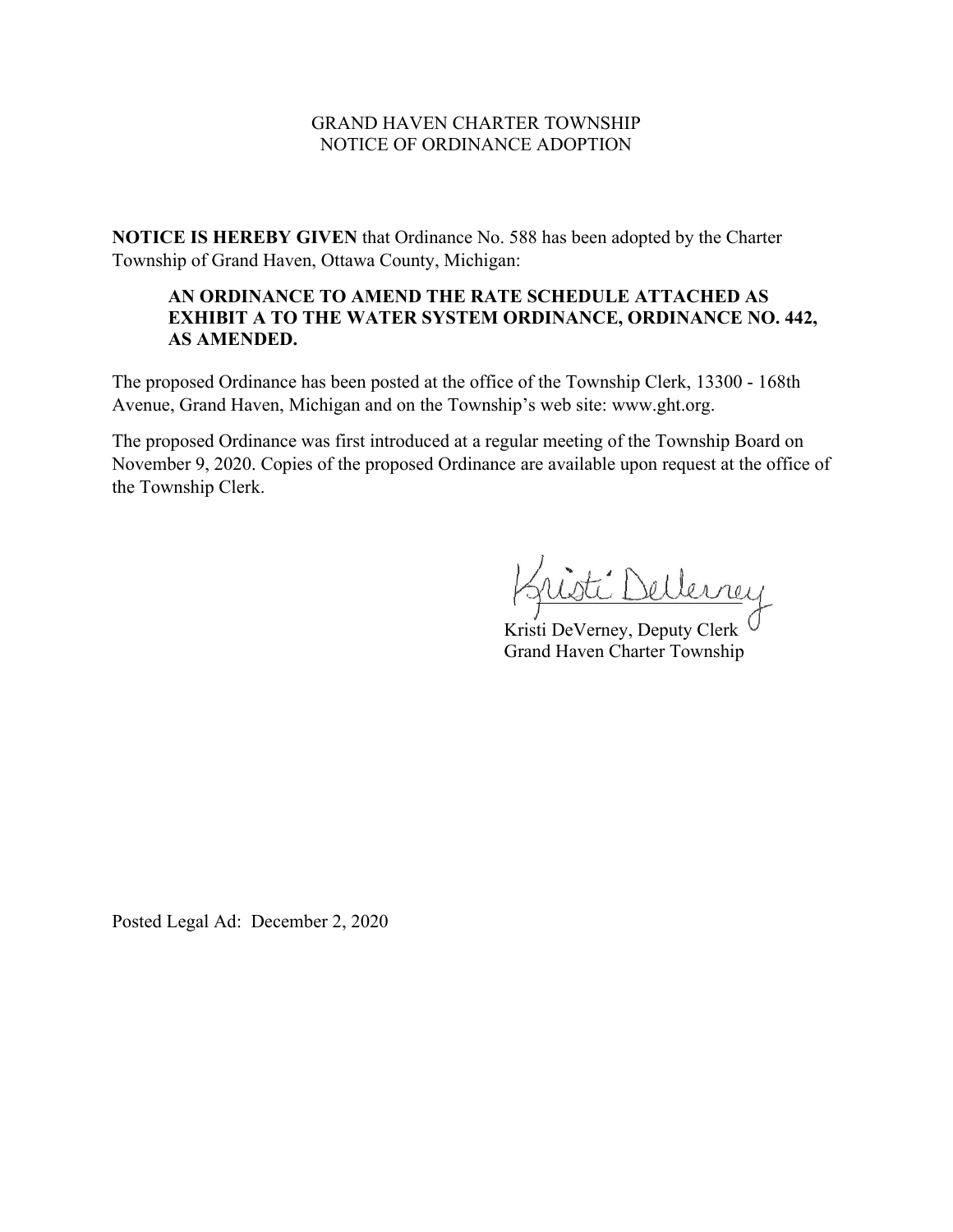GRAND HAVEN CHARTER TOWNSHIP
NOTICE OF ORDINANCE ADOPTION

**NOTICE IS HEREBY GIVEN** that Ordinance No. 588 has been adopted by the Charter Township of Grand Haven, Ottawa County, Michigan:

> **AN ORDINANCE TO AMEND THE RATE SCHEDULE ATTACHED AS EXHIBIT A TO THE WATER SYSTEM ORDINANCE, ORDINANCE NO. 442, AS AMENDED.**

The proposed Ordinance has been posted at the office of the Township Clerk, 13300 - 168th Avenue, Grand Haven, Michigan and on the Township's web site: www.ght.org.

The proposed Ordinance was first introduced at a regular meeting of the Township Board on November 9, 2020. Copies of the proposed Ordinance are available upon request at the office of the Township Clerk.

Kristi DeVerney

Kristi DeVerney, Deputy Clerk
Grand Haven Charter Township

Posted Legal Ad: December 2, 2020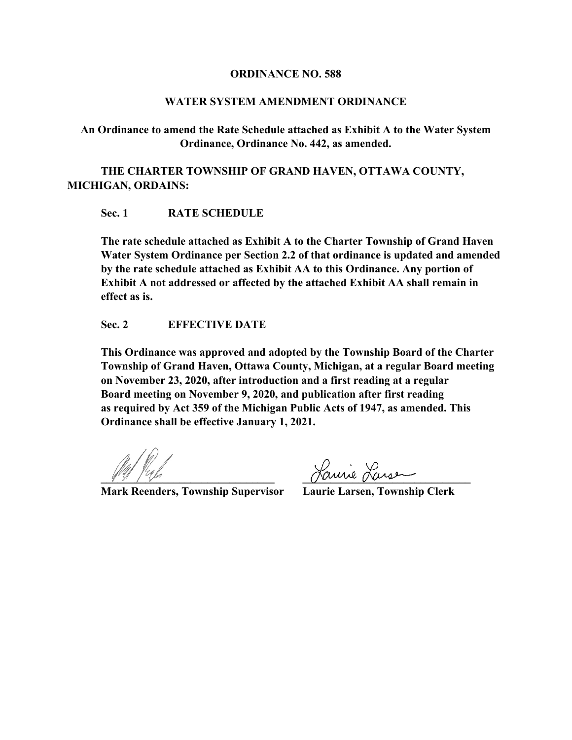**ORDINANCE NO. 588**

**WATER SYSTEM AMENDMENT ORDINANCE**

**An Ordinance to amend the Rate Schedule attached as Exhibit A to the Water System Ordinance, Ordinance No. 442, as amended.**

**THE CHARTER TOWNSHIP OF GRAND HAVEN, OTTAWA COUNTY, MICHIGAN, ORDAINS:**

**Sec. 1 RATE SCHEDULE**

**The rate schedule attached as Exhibit A to the Charter Township of Grand Haven Water System Ordinance per Section 2.2 of that ordinance is updated and amended by the rate schedule attached as Exhibit AA to this Ordinance. Any portion of Exhibit A not addressed or affected by the attached Exhibit AA shall remain in effect as is.**

**Sec. 2 EFFECTIVE DATE**

**This Ordinance was approved and adopted by the Township Board of the Charter Township of Grand Haven, Ottawa County, Michigan, at a regular Board meeting on November 23, 2020, after introduction and a first reading at a regular Board meeting on November 9, 2020, and publication after first reading as required by Act 359 of the Michigan Public Acts of 1947, as amended. This Ordinance shall be effective January 1, 2021.**

_______________________________ _______________________________

**Mark Reenders, Township Supervisor** **Laurie Larsen, Township Clerk**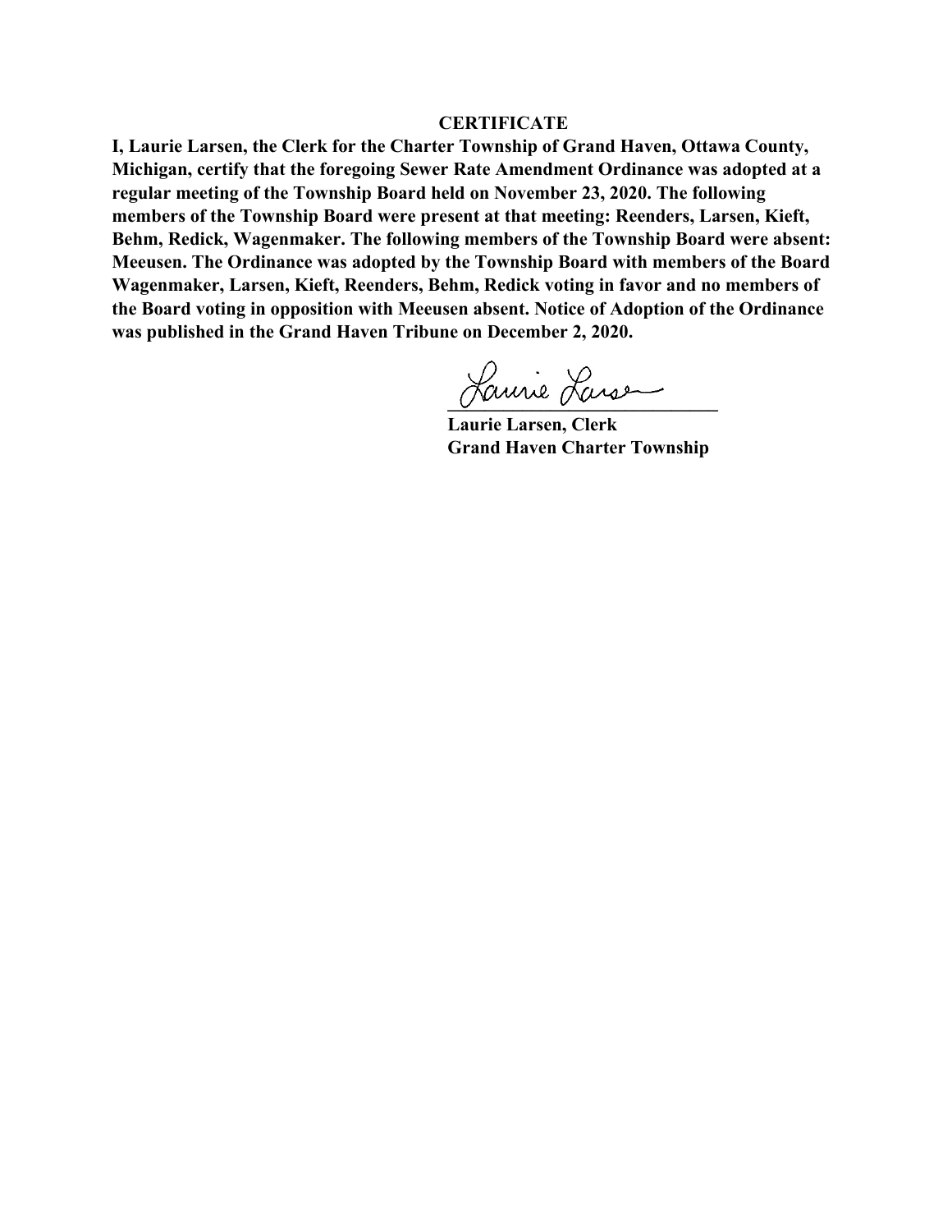**CERTIFICATE**

**I, Laurie Larsen, the Clerk for the Charter Township of Grand Haven, Ottawa County, Michigan, certify that the foregoing Sewer Rate Amendment Ordinance was adopted at a regular meeting of the Township Board held on November 23, 2020. The following members of the Township Board were present at that meeting: Reenders, Larsen, Kieft, Behm, Redick, Wagenmaker. The following members of the Township Board were absent: Meeusen. The Ordinance was adopted by the Township Board with members of the Board Wagenmaker, Larsen, Kieft, Reenders, Behm, Redick voting in favor and no members of the Board voting in opposition with Meeusen absent. Notice of Adoption of the Ordinance was published in the Grand Haven Tribune on December 2, 2020.**

Laurie Larsen

**Laurie Larsen, Clerk**
**Grand Haven Charter Township**